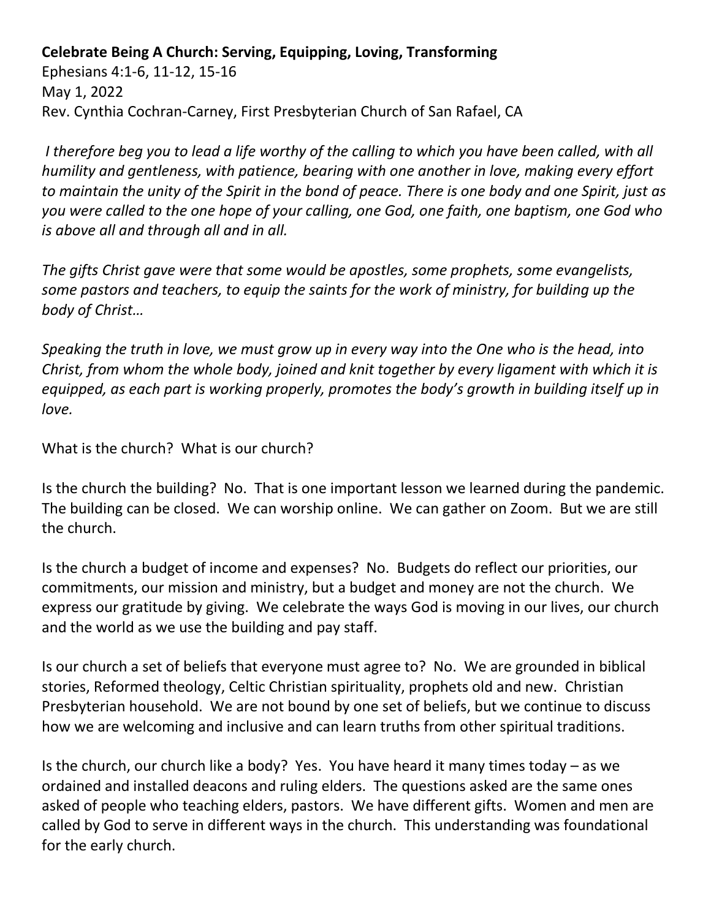**Celebrate Being A Church: Serving, Equipping, Loving, Transforming**
Ephesians 4:1-6, 11-12, 15-16
May 1, 2022
Rev. Cynthia Cochran-Carney, First Presbyterian Church of San Rafael, CA

*I therefore beg you to lead a life worthy of the calling to which you have been called, with all humility and gentleness, with patience, bearing with one another in love, making every effort to maintain the unity of the Spirit in the bond of peace. There is one body and one Spirit, just as you were called to the one hope of your calling, one God, one faith, one baptism, one God who is above all and through all and in all.*

*The gifts Christ gave were that some would be apostles, some prophets, some evangelists, some pastors and teachers, to equip the saints for the work of ministry, for building up the body of Christ…*

*Speaking the truth in love, we must grow up in every way into the One who is the head, into Christ, from whom the whole body, joined and knit together by every ligament with which it is equipped, as each part is working properly, promotes the body's growth in building itself up in love.*

What is the church? What is our church?

Is the church the building? No. That is one important lesson we learned during the pandemic. The building can be closed. We can worship online. We can gather on Zoom. But we are still the church.

Is the church a budget of income and expenses? No. Budgets do reflect our priorities, our commitments, our mission and ministry, but a budget and money are not the church. We express our gratitude by giving. We celebrate the ways God is moving in our lives, our church and the world as we use the building and pay staff.

Is our church a set of beliefs that everyone must agree to? No. We are grounded in biblical stories, Reformed theology, Celtic Christian spirituality, prophets old and new. Christian Presbyterian household. We are not bound by one set of beliefs, but we continue to discuss how we are welcoming and inclusive and can learn truths from other spiritual traditions.

Is the church, our church like a body? Yes. You have heard it many times today – as we ordained and installed deacons and ruling elders. The questions asked are the same ones asked of people who teaching elders, pastors. We have different gifts. Women and men are called by God to serve in different ways in the church. This understanding was foundational for the early church.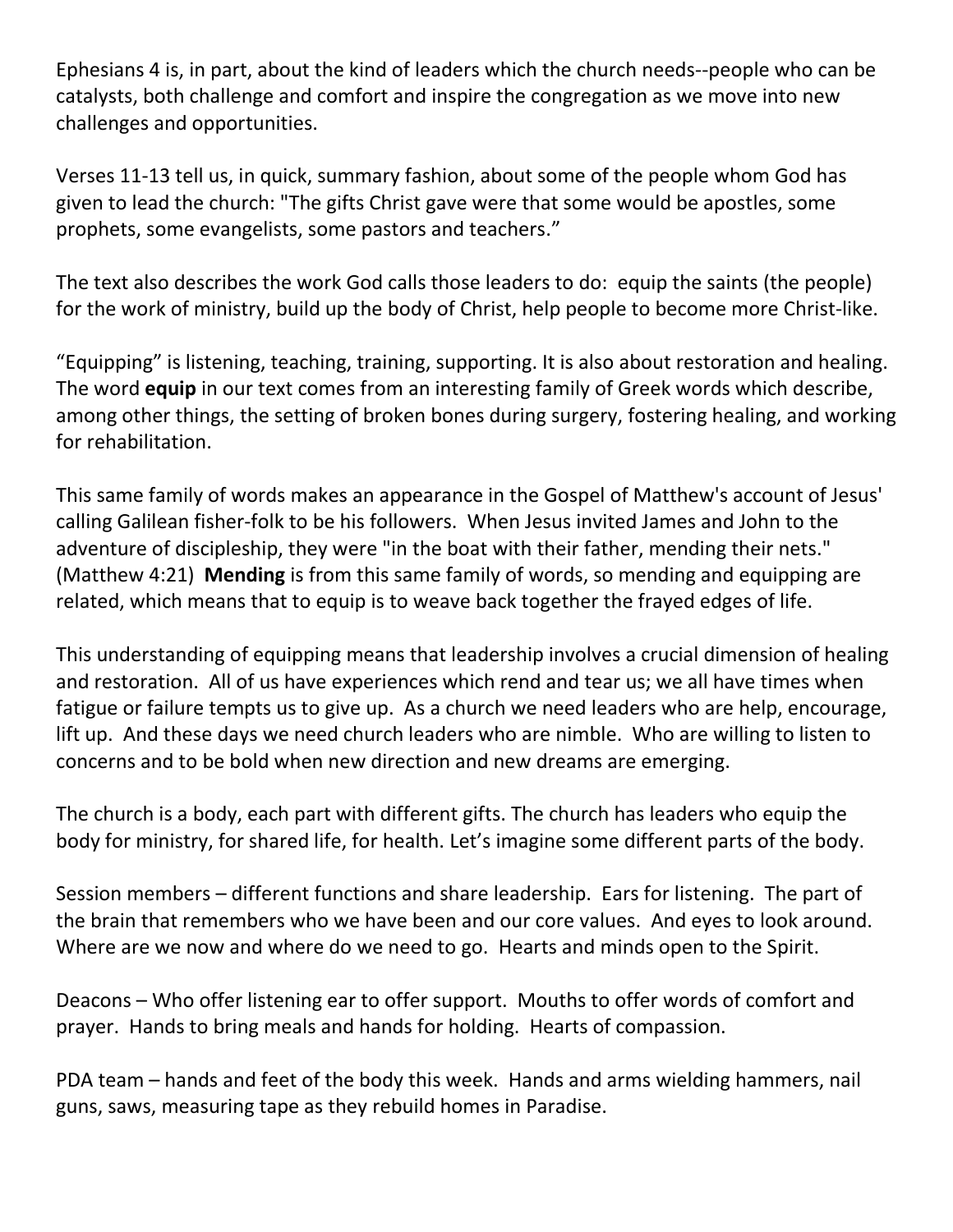Ephesians 4 is, in part, about the kind of leaders which the church needs--people who can be catalysts, both challenge and comfort and inspire the congregation as we move into new challenges and opportunities.

Verses 11-13 tell us, in quick, summary fashion, about some of the people whom God has given to lead the church: "The gifts Christ gave were that some would be apostles, some prophets, some evangelists, some pastors and teachers."

The text also describes the work God calls those leaders to do:  equip the saints (the people) for the work of ministry, build up the body of Christ, help people to become more Christ-like.

"Equipping" is listening, teaching, training, supporting. It is also about restoration and healing. The word **equip** in our text comes from an interesting family of Greek words which describe, among other things, the setting of broken bones during surgery, fostering healing, and working for rehabilitation.

This same family of words makes an appearance in the Gospel of Matthew's account of Jesus' calling Galilean fisher-folk to be his followers.  When Jesus invited James and John to the adventure of discipleship, they were "in the boat with their father, mending their nets." (Matthew 4:21)  **Mending** is from this same family of words, so mending and equipping are related, which means that to equip is to weave back together the frayed edges of life.

This understanding of equipping means that leadership involves a crucial dimension of healing and restoration.  All of us have experiences which rend and tear us; we all have times when fatigue or failure tempts us to give up.  As a church we need leaders who are help, encourage, lift up.  And these days we need church leaders who are nimble.  Who are willing to listen to concerns and to be bold when new direction and new dreams are emerging.

The church is a body, each part with different gifts. The church has leaders who equip the body for ministry, for shared life, for health. Let's imagine some different parts of the body.

Session members – different functions and share leadership.  Ears for listening.  The part of the brain that remembers who we have been and our core values.  And eyes to look around. Where are we now and where do we need to go.  Hearts and minds open to the Spirit.

Deacons – Who offer listening ear to offer support.  Mouths to offer words of comfort and prayer.  Hands to bring meals and hands for holding.  Hearts of compassion.

PDA team – hands and feet of the body this week.  Hands and arms wielding hammers, nail guns, saws, measuring tape as they rebuild homes in Paradise.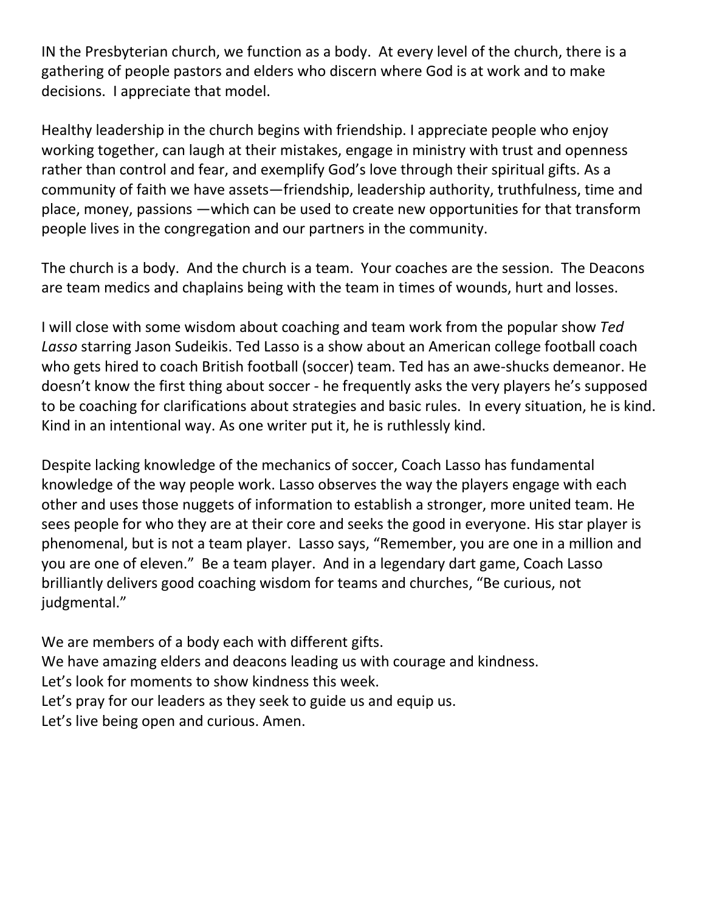IN the Presbyterian church, we function as a body. At every level of the church, there is a gathering of people pastors and elders who discern where God is at work and to make decisions. I appreciate that model.

Healthy leadership in the church begins with friendship. I appreciate people who enjoy working together, can laugh at their mistakes, engage in ministry with trust and openness rather than control and fear, and exemplify God's love through their spiritual gifts. As a community of faith we have assets—friendship, leadership authority, truthfulness, time and place, money, passions —which can be used to create new opportunities for that transform people lives in the congregation and our partners in the community.

The church is a body. And the church is a team. Your coaches are the session. The Deacons are team medics and chaplains being with the team in times of wounds, hurt and losses.

I will close with some wisdom about coaching and team work from the popular show *Ted Lasso* starring Jason Sudeikis. Ted Lasso is a show about an American college football coach who gets hired to coach British football (soccer) team. Ted has an awe-shucks demeanor. He doesn't know the first thing about soccer - he frequently asks the very players he's supposed to be coaching for clarifications about strategies and basic rules. In every situation, he is kind. Kind in an intentional way. As one writer put it, he is ruthlessly kind.

Despite lacking knowledge of the mechanics of soccer, Coach Lasso has fundamental knowledge of the way people work. Lasso observes the way the players engage with each other and uses those nuggets of information to establish a stronger, more united team. He sees people for who they are at their core and seeks the good in everyone. His star player is phenomenal, but is not a team player. Lasso says, "Remember, you are one in a million and you are one of eleven." Be a team player. And in a legendary dart game, Coach Lasso brilliantly delivers good coaching wisdom for teams and churches, "Be curious, not judgmental."

We are members of a body each with different gifts.
We have amazing elders and deacons leading us with courage and kindness.
Let's look for moments to show kindness this week.
Let's pray for our leaders as they seek to guide us and equip us.
Let's live being open and curious. Amen.